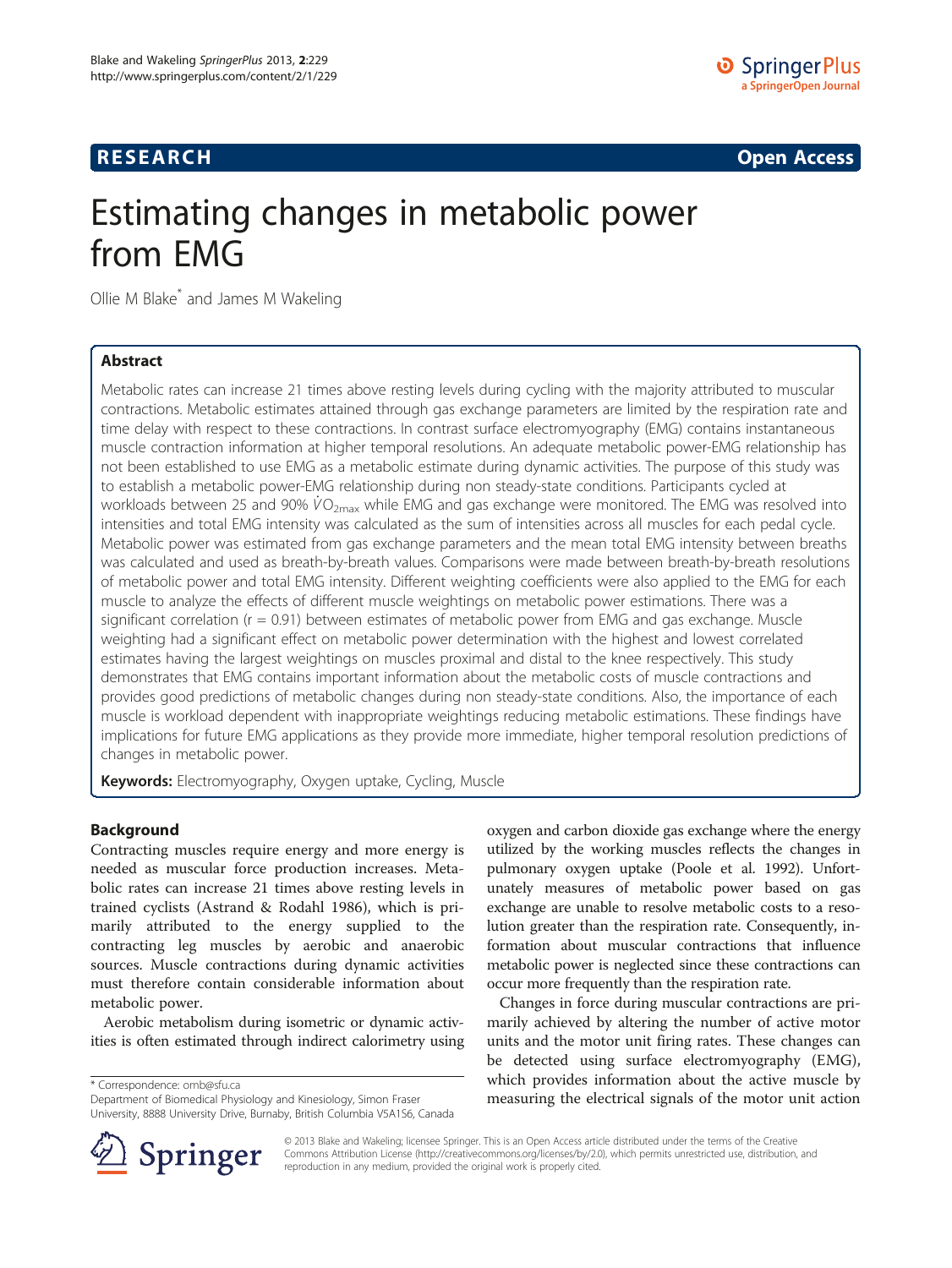**RESEARCH** **Open Access**

# Estimating changes in metabolic power from EMG

Ollie M Blake* and James M Wakeling

## Abstract

Metabolic rates can increase 21 times above resting levels during cycling with the majority attributed to muscular contractions. Metabolic estimates attained through gas exchange parameters are limited by the respiration rate and time delay with respect to these contractions. In contrast surface electromyography (EMG) contains instantaneous muscle contraction information at higher temporal resolutions. An adequate metabolic power-EMG relationship has not been established to use EMG as a metabolic estimate during dynamic activities. The purpose of this study was to establish a metabolic power-EMG relationship during non steady-state conditions. Participants cycled at workloads between 25 and 90% $\dot{V}O_{2max}$ while EMG and gas exchange were monitored. The EMG was resolved into intensities and total EMG intensity was calculated as the sum of intensities across all muscles for each pedal cycle. Metabolic power was estimated from gas exchange parameters and the mean total EMG intensity between breaths was calculated and used as breath-by-breath values. Comparisons were made between breath-by-breath resolutions of metabolic power and total EMG intensity. Different weighting coefficients were also applied to the EMG for each muscle to analyze the effects of different muscle weightings on metabolic power estimations. There was a significant correlation ($r = 0.91$) between estimates of metabolic power from EMG and gas exchange. Muscle weighting had a significant effect on metabolic power determination with the highest and lowest correlated estimates having the largest weightings on muscles proximal and distal to the knee respectively. This study demonstrates that EMG contains important information about the metabolic costs of muscle contractions and provides good predictions of metabolic changes during non steady-state conditions. Also, the importance of each muscle is workload dependent with inappropriate weightings reducing metabolic estimations. These findings have implications for future EMG applications as they provide more immediate, higher temporal resolution predictions of changes in metabolic power.

**Keywords:** Electromyography, Oxygen uptake, Cycling, Muscle

## Background

Contracting muscles require energy and more energy is needed as muscular force production increases. Metabolic rates can increase 21 times above resting levels in trained cyclists (Astrand & Rodahl 1986), which is primarily attributed to the energy supplied to the contracting leg muscles by aerobic and anaerobic sources. Muscle contractions during dynamic activities must therefore contain considerable information about metabolic power.

Aerobic metabolism during isometric or dynamic activities is often estimated through indirect calorimetry using oxygen and carbon dioxide gas exchange where the energy utilized by the working muscles reflects the changes in pulmonary oxygen uptake (Poole et al. 1992). Unfortunately measures of metabolic power based on gas exchange are unable to resolve metabolic costs to a resolution greater than the respiration rate. Consequently, information about muscular contractions that influence metabolic power is neglected since these contractions can occur more frequently than the respiration rate.

Changes in force during muscular contractions are primarily achieved by altering the number of active motor units and the motor unit firing rates. These changes can be detected using surface electromyography (EMG), which provides information about the active muscle by measuring the electrical signals of the motor unit action

* Correspondence: omb@sfu.ca
Department of Biomedical Physiology and Kinesiology, Simon Fraser University, 8888 University Drive, Burnaby, British Columbia V5A1S6, Canada

© 2013 Blake and Wakeling; licensee Springer. This is an Open Access article distributed under the terms of the Creative Commons Attribution License (http://creativecommons.org/licenses/by/2.0), which permits unrestricted use, distribution, and reproduction in any medium, provided the original work is properly cited.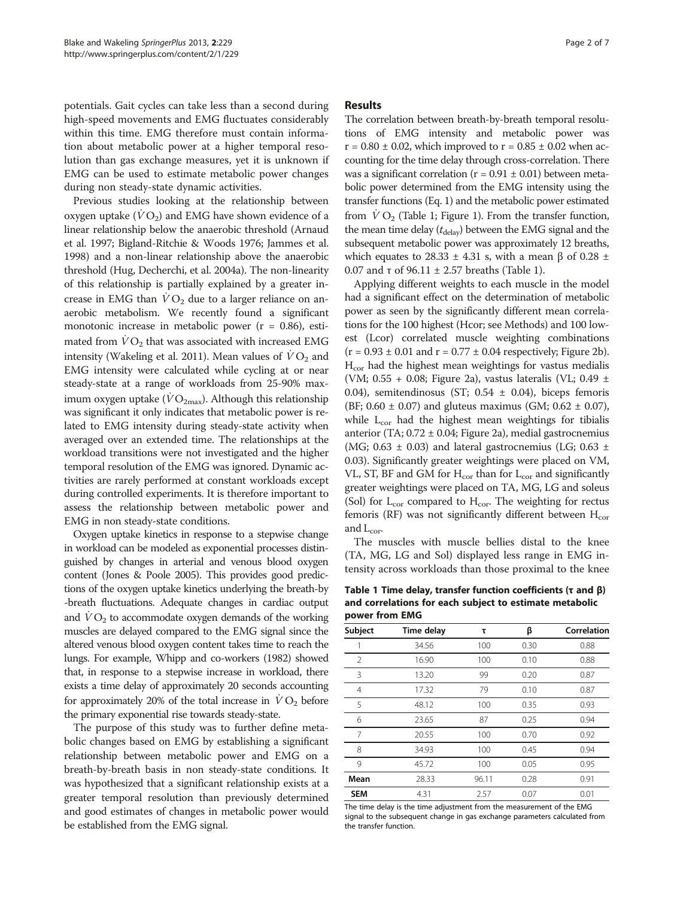potentials. Gait cycles can take less than a second during high-speed movements and EMG fluctuates considerably within this time. EMG therefore must contain information about metabolic power at a higher temporal resolution than gas exchange measures, yet it is unknown if EMG can be used to estimate metabolic power changes during non steady-state dynamic activities.

Previous studies looking at the relationship between oxygen uptake ($\dot{V}O_2$) and EMG have shown evidence of a linear relationship below the anaerobic threshold (Arnaud et al. 1997; Bigland-Ritchie & Woods 1976; Jammes et al. 1998) and a non-linear relationship above the anaerobic threshold (Hug, Decherchi, et al. 2004a). The non-linearity of this relationship is partially explained by a greater increase in EMG than $\dot{V}O_2$ due to a larger reliance on anaerobic metabolism. We recently found a significant monotonic increase in metabolic power (r = 0.86), estimated from $\dot{V}O_2$ that was associated with increased EMG intensity (Wakeling et al. 2011). Mean values of $\dot{V}O_2$ and EMG intensity were calculated while cycling at or near steady-state at a range of workloads from 25-90% maximum oxygen uptake ($\dot{V}O_{2max}$). Although this relationship was significant it only indicates that metabolic power is related to EMG intensity during steady-state activity when averaged over an extended time. The relationships at the workload transitions were not investigated and the higher temporal resolution of the EMG was ignored. Dynamic activities are rarely performed at constant workloads except during controlled experiments. It is therefore important to assess the relationship between metabolic power and EMG in non steady-state conditions.

Oxygen uptake kinetics in response to a stepwise change in workload can be modeled as exponential processes distinguished by changes in arterial and venous blood oxygen content (Jones & Poole 2005). This provides good predictions of the oxygen uptake kinetics underlying the breath-by-breath fluctuations. Adequate changes in cardiac output and $\dot{V}O_2$ to accommodate oxygen demands of the working muscles are delayed compared to the EMG signal since the altered venous blood oxygen content takes time to reach the lungs. For example, Whipp and co-workers (1982) showed that, in response to a stepwise increase in workload, there exists a time delay of approximately 20 seconds accounting for approximately 20% of the total increase in $\dot{V}O_2$ before the primary exponential rise towards steady-state.

The purpose of this study was to further define metabolic changes based on EMG by establishing a significant relationship between metabolic power and EMG on a breath-by-breath basis in non steady-state conditions. It was hypothesized that a significant relationship exists at a greater temporal resolution than previously determined and good estimates of changes in metabolic power would be established from the EMG signal.

## Results

The correlation between breath-by-breath temporal resolutions of EMG intensity and metabolic power was r = 0.80 ± 0.02, which improved to r = 0.85 ± 0.02 when accounting for the time delay through cross-correlation. There was a significant correlation (r = 0.91 ± 0.01) between metabolic power determined from the EMG intensity using the transfer functions (Eq. 1) and the metabolic power estimated from $\dot{V}O_2$ (Table 1; Figure 1). From the transfer function, the mean time delay ($t_{delay}$) between the EMG signal and the subsequent metabolic power was approximately 12 breaths, which equates to 28.33 ± 4.31 s, with a mean β of 0.28 ± 0.07 and τ of 96.11 ± 2.57 breaths (Table 1).

Applying different weights to each muscle in the model had a significant effect on the determination of metabolic power as seen by the significantly different mean correlations for the 100 highest (Hcor; see Methods) and 100 lowest (Lcor) correlated muscle weighting combinations (r = 0.93 ± 0.01 and r = 0.77 ± 0.04 respectively; Figure 2b). $H_{cor}$ had the highest mean weightings for vastus medialis (VM; 0.55 + 0.08; Figure 2a), vastus lateralis (VL; 0.49 ± 0.04), semitendinosus (ST; 0.54 ± 0.04), biceps femoris (BF; 0.60 ± 0.07) and gluteus maximus (GM; 0.62 ± 0.07), while $L_{cor}$ had the highest mean weightings for tibialis anterior (TA; 0.72 ± 0.04; Figure 2a), medial gastrocnemius (MG; 0.63 ± 0.03) and lateral gastrocnemius (LG; 0.63 ± 0.03). Significantly greater weightings were placed on VM, VL, ST, BF and GM for $H_{cor}$ than for $L_{cor}$ and significantly greater weightings were placed on TA, MG, LG and soleus (Sol) for $L_{cor}$ compared to $H_{cor}$. The weighting for rectus femoris (RF) was not significantly different between $H_{cor}$ and $L_{cor}$.

The muscles with muscle bellies distal to the knee (TA, MG, LG and Sol) displayed less range in EMG intensity across workloads than those proximal to the knee

**Table 1 Time delay, transfer function coefficients (τ and β) and correlations for each subject to estimate metabolic power from EMG**

| Subject | Time delay | τ | β | Correlation |
|---|---|---|---|---|
| 1 | 34.56 | 100 | 0.30 | 0.88 |
| 2 | 16.90 | 100 | 0.10 | 0.88 |
| 3 | 13.20 | 99 | 0.20 | 0.87 |
| 4 | 17.32 | 79 | 0.10 | 0.87 |
| 5 | 48.12 | 100 | 0.35 | 0.93 |
| 6 | 23.65 | 87 | 0.25 | 0.94 |
| 7 | 20.55 | 100 | 0.70 | 0.92 |
| 8 | 34.93 | 100 | 0.45 | 0.94 |
| 9 | 45.72 | 100 | 0.05 | 0.95 |
| **Mean** | 28.33 | 96.11 | 0.28 | 0.91 |
| **SEM** | 4.31 | 2.57 | 0.07 | 0.01 |

The time delay is the time adjustment from the measurement of the EMG signal to the subsequent change in gas exchange parameters calculated from the transfer function.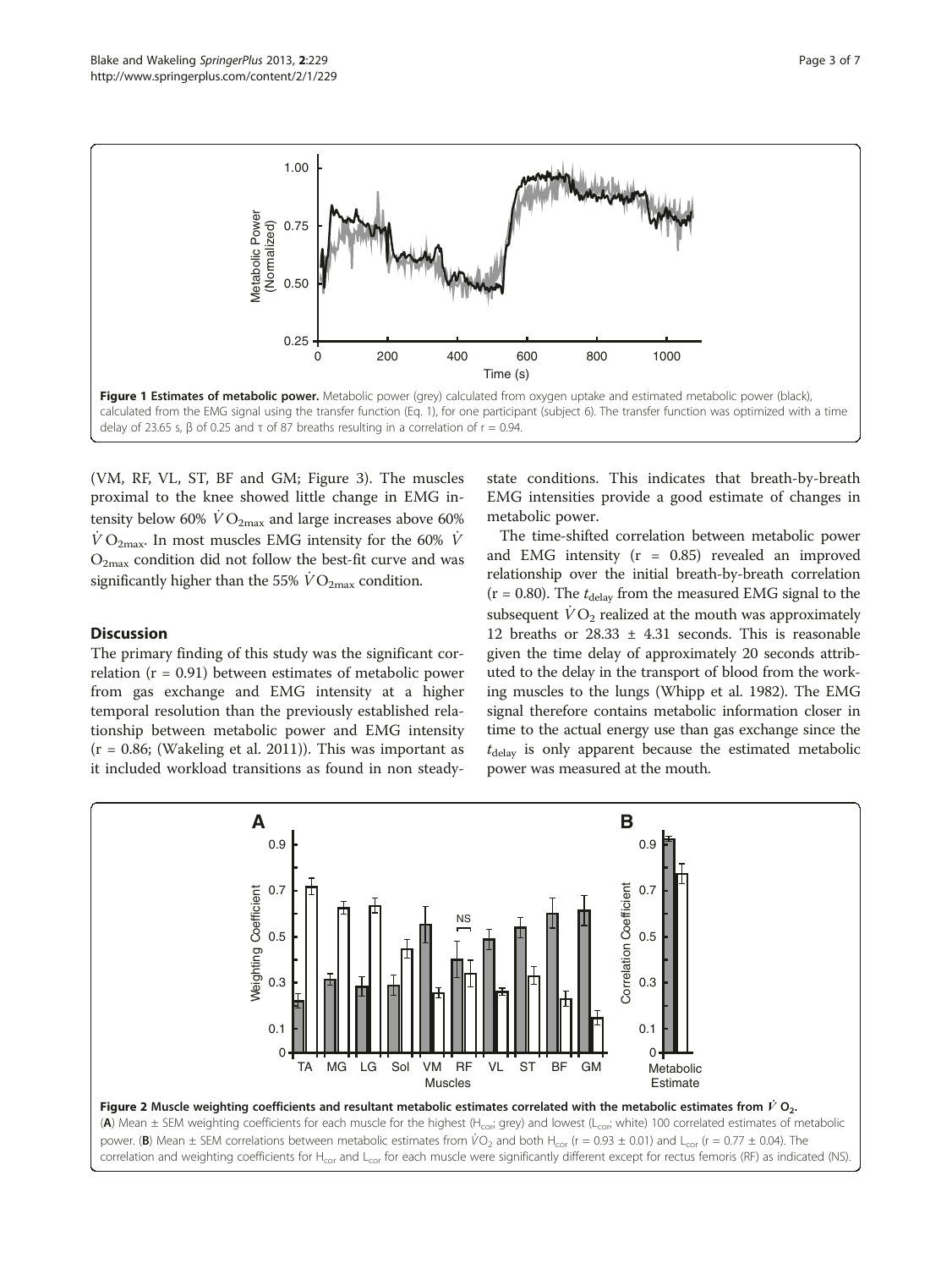**Figure 1 Estimates of metabolic power.** Metabolic power (grey) calculated from oxygen uptake and estimated metabolic power (black), calculated from the EMG signal using the transfer function (Eq. 1), for one participant (subject 6). The transfer function was optimized with a time delay of 23.65 s, β of 0.25 and τ of 87 breaths resulting in a correlation of r = 0.94.

(VM, RF, VL, ST, BF and GM; Figure 3). The muscles proximal to the knee showed little change in EMG intensity below 60% $\dot{V}O_{2max}$ and large increases above 60% $\dot{V}O_{2max}$. In most muscles EMG intensity for the 60% $\dot{V}O_{2max}$ condition did not follow the best-fit curve and was significantly higher than the 55% $\dot{V}O_{2max}$ condition.

## Discussion

The primary finding of this study was the significant correlation (r = 0.91) between estimates of metabolic power from gas exchange and EMG intensity at a higher temporal resolution than the previously established relationship between metabolic power and EMG intensity (r = 0.86; (Wakeling et al. 2011)). This was important as it included workload transitions as found in non steady-state conditions. This indicates that breath-by-breath EMG intensities provide a good estimate of changes in metabolic power.

The time-shifted correlation between metabolic power and EMG intensity (r = 0.85) revealed an improved relationship over the initial breath-by-breath correlation (r = 0.80). The $t_{delay}$ from the measured EMG signal to the subsequent $\dot{V}O_2$ realized at the mouth was approximately 12 breaths or 28.33 ± 4.31 seconds. This is reasonable given the time delay of approximately 20 seconds attributed to the delay in the transport of blood from the working muscles to the lungs (Whipp et al. 1982). The EMG signal therefore contains metabolic information closer in time to the actual energy use than gas exchange since the $t_{delay}$ is only apparent because the estimated metabolic power was measured at the mouth.

**Figure 2 Muscle weighting coefficients and resultant metabolic estimates correlated with the metabolic estimates from $\dot{V}O_2$.** (**A**) Mean ± SEM weighting coefficients for each muscle for the highest ($H_{cor}$; grey) and lowest ($L_{cor}$; white) 100 correlated estimates of metabolic power. (**B**) Mean ± SEM correlations between metabolic estimates from $\dot{V}O_2$ and both $H_{cor}$ (r = 0.93 ± 0.01) and $L_{cor}$ (r = 0.77 ± 0.04). The correlation and weighting coefficients for $H_{cor}$ and $L_{cor}$ for each muscle were significantly different except for rectus femoris (RF) as indicated (NS).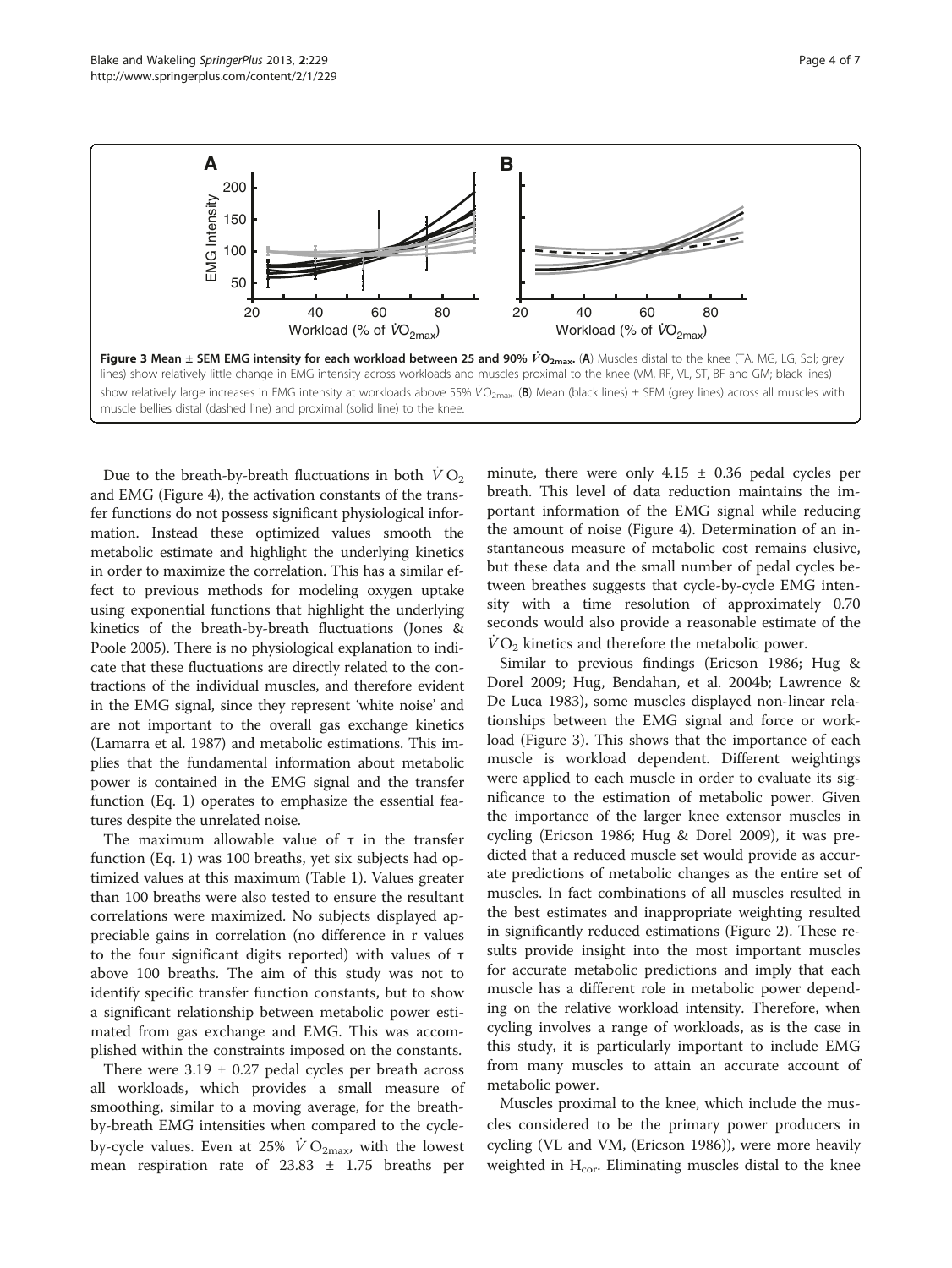**Figure 3 Mean ± SEM EMG intensity for each workload between 25 and 90% $\dot{V}O_{2max}$.** (**A**) Muscles distal to the knee (TA, MG, LG, Sol; grey lines) show relatively little change in EMG intensity across workloads and muscles proximal to the knee (VM, RF, VL, ST, BF and GM; black lines) show relatively large increases in EMG intensity at workloads above 55% $\dot{V}O_{2max}$. (**B**) Mean (black lines) ± SEM (grey lines) across all muscles with muscle bellies distal (dashed line) and proximal (solid line) to the knee.

Due to the breath-by-breath fluctuations in both $\dot{V}O_2$ and EMG (Figure 4), the activation constants of the transfer functions do not possess significant physiological information. Instead these optimized values smooth the metabolic estimate and highlight the underlying kinetics in order to maximize the correlation. This has a similar effect to previous methods for modeling oxygen uptake using exponential functions that highlight the underlying kinetics of the breath-by-breath fluctuations (Jones & Poole 2005). There is no physiological explanation to indicate that these fluctuations are directly related to the contractions of the individual muscles, and therefore evident in the EMG signal, since they represent 'white noise' and are not important to the overall gas exchange kinetics (Lamarra et al. 1987) and metabolic estimations. This implies that the fundamental information about metabolic power is contained in the EMG signal and the transfer function (Eq. 1) operates to emphasize the essential features despite the unrelated noise.

The maximum allowable value of τ in the transfer function (Eq. 1) was 100 breaths, yet six subjects had optimized values at this maximum (Table 1). Values greater than 100 breaths were also tested to ensure the resultant correlations were maximized. No subjects displayed appreciable gains in correlation (no difference in r values to the four significant digits reported) with values of τ above 100 breaths. The aim of this study was not to identify specific transfer function constants, but to show a significant relationship between metabolic power estimated from gas exchange and EMG. This was accomplished within the constraints imposed on the constants.

There were 3.19 ± 0.27 pedal cycles per breath across all workloads, which provides a small measure of smoothing, similar to a moving average, for the breath-by-breath EMG intensities when compared to the cycle-by-cycle values. Even at 25% $\dot{V}O_{2max}$, with the lowest mean respiration rate of 23.83 ± 1.75 breaths per minute, there were only 4.15 ± 0.36 pedal cycles per breath. This level of data reduction maintains the important information of the EMG signal while reducing the amount of noise (Figure 4). Determination of an instantaneous measure of metabolic cost remains elusive, but these data and the small number of pedal cycles between breathes suggests that cycle-by-cycle EMG intensity with a time resolution of approximately 0.70 seconds would also provide a reasonable estimate of the $\dot{V}O_2$ kinetics and therefore the metabolic power.

Similar to previous findings (Ericson 1986; Hug & Dorel 2009; Hug, Bendahan, et al. 2004b; Lawrence & De Luca 1983), some muscles displayed non-linear relationships between the EMG signal and force or workload (Figure 3). This shows that the importance of each muscle is workload dependent. Different weightings were applied to each muscle in order to evaluate its significance to the estimation of metabolic power. Given the importance of the larger knee extensor muscles in cycling (Ericson 1986; Hug & Dorel 2009), it was predicted that a reduced muscle set would provide as accurate predictions of metabolic changes as the entire set of muscles. In fact combinations of all muscles resulted in the best estimates and inappropriate weighting resulted in significantly reduced estimations (Figure 2). These results provide insight into the most important muscles for accurate metabolic predictions and imply that each muscle has a different role in metabolic power depending on the relative workload intensity. Therefore, when cycling involves a range of workloads, as is the case in this study, it is particularly important to include EMG from many muscles to attain an accurate account of metabolic power.

Muscles proximal to the knee, which include the muscles considered to be the primary power producers in cycling (VL and VM, (Ericson 1986)), were more heavily weighted in $H_{cor}$. Eliminating muscles distal to the knee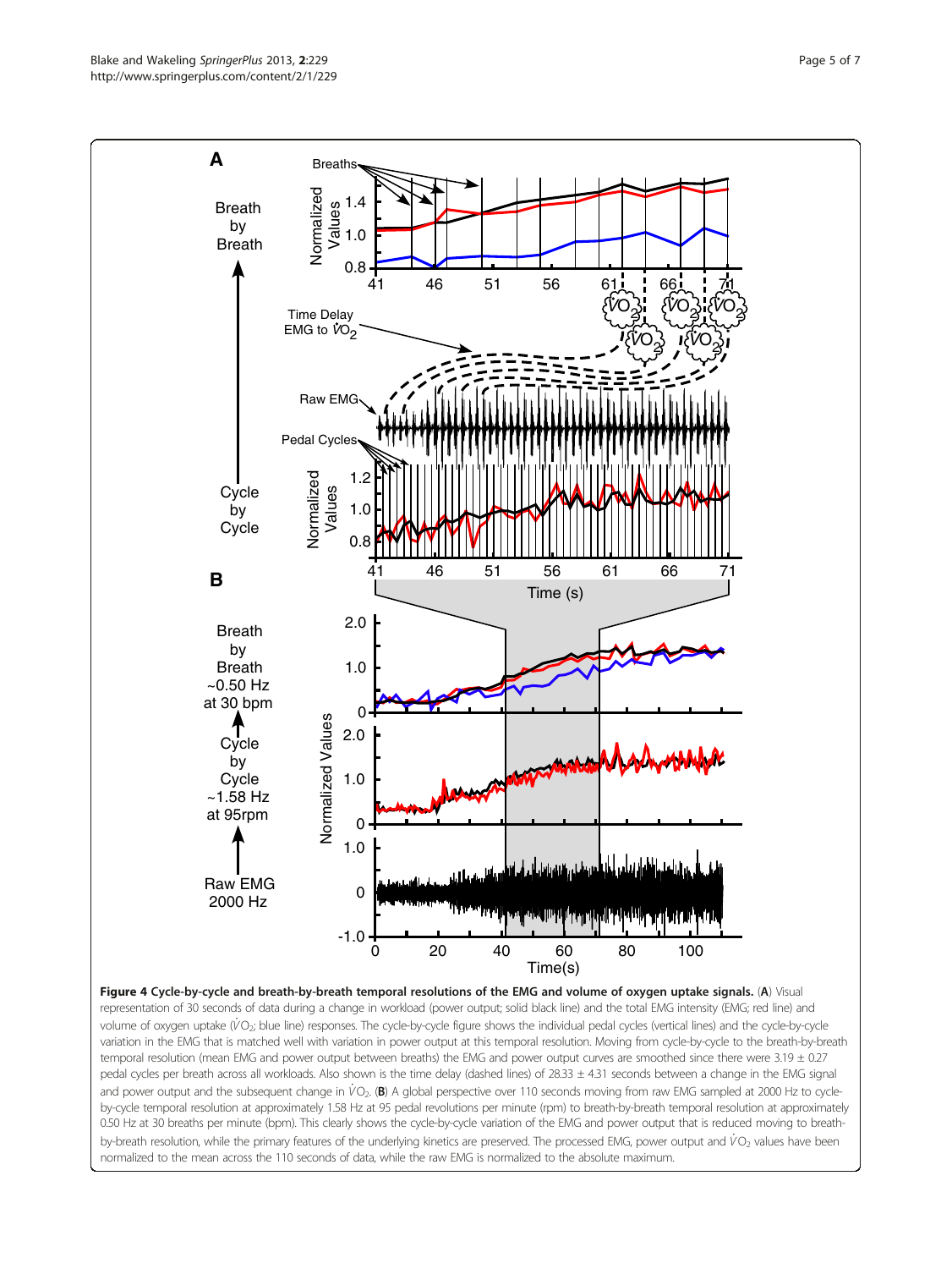**Figure 4 Cycle-by-cycle and breath-by-breath temporal resolutions of the EMG and volume of oxygen uptake signals.** (**A**) Visual representation of 30 seconds of data during a change in workload (power output; solid black line) and the total EMG intensity (EMG; red line) and volume of oxygen uptake ($\dot{V}O_2$; blue line) responses. The cycle-by-cycle figure shows the individual pedal cycles (vertical lines) and the cycle-by-cycle variation in the EMG that is matched well with variation in power output at this temporal resolution. Moving from cycle-by-cycle to the breath-by-breath temporal resolution (mean EMG and power output between breaths) the EMG and power output curves are smoothed since there were 3.19 ± 0.27 pedal cycles per breath across all workloads. Also shown is the time delay (dashed lines) of 28.33 ± 4.31 seconds between a change in the EMG signal and power output and the subsequent change in $\dot{V}O_2$. (**B**) A global perspective over 110 seconds moving from raw EMG sampled at 2000 Hz to cycle-by-cycle temporal resolution at approximately 1.58 Hz at 95 pedal revolutions per minute (rpm) to breath-by-breath temporal resolution at approximately 0.50 Hz at 30 breaths per minute (bpm). This clearly shows the cycle-by-cycle variation of the EMG and power output that is reduced moving to breath-by-breath resolution, while the primary features of the underlying kinetics are preserved. The processed EMG, power output and $\dot{V}O_2$ values have been normalized to the mean across the 110 seconds of data, while the raw EMG is normalized to the absolute maximum.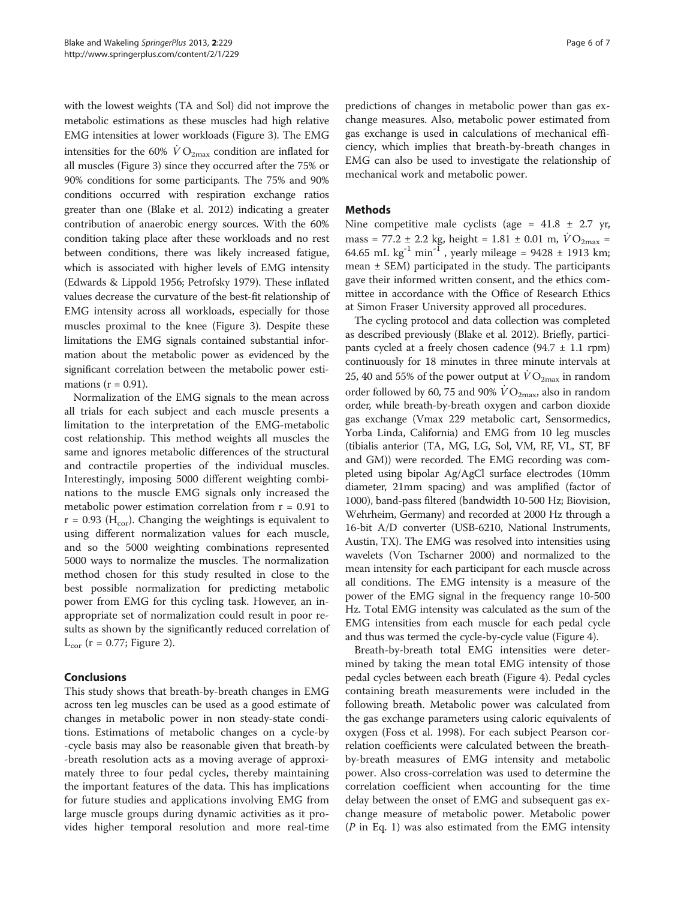with the lowest weights (TA and Sol) did not improve the metabolic estimations as these muscles had high relative EMG intensities at lower workloads (Figure 3). The EMG intensities for the 60% $\dot{V}O_{2max}$ condition are inflated for all muscles (Figure 3) since they occurred after the 75% or 90% conditions for some participants. The 75% and 90% conditions occurred with respiration exchange ratios greater than one (Blake et al. 2012) indicating a greater contribution of anaerobic energy sources. With the 60% condition taking place after these workloads and no rest between conditions, there was likely increased fatigue, which is associated with higher levels of EMG intensity (Edwards & Lippold 1956; Petrofsky 1979). These inflated values decrease the curvature of the best-fit relationship of EMG intensity across all workloads, especially for those muscles proximal to the knee (Figure 3). Despite these limitations the EMG signals contained substantial information about the metabolic power as evidenced by the significant correlation between the metabolic power estimations ($r = 0.91$).

Normalization of the EMG signals to the mean across all trials for each subject and each muscle presents a limitation to the interpretation of the EMG-metabolic cost relationship. This method weights all muscles the same and ignores metabolic differences of the structural and contractile properties of the individual muscles. Interestingly, imposing 5000 different weighting combinations to the muscle EMG signals only increased the metabolic power estimation correlation from $r = 0.91$ to $r = 0.93$ ($H_{cor}$). Changing the weightings is equivalent to using different normalization values for each muscle, and so the 5000 weighting combinations represented 5000 ways to normalize the muscles. The normalization method chosen for this study resulted in close to the best possible normalization for predicting metabolic power from EMG for this cycling task. However, an inappropriate set of normalization could result in poor results as shown by the significantly reduced correlation of $L_{cor}$ ($r = 0.77$; Figure 2).

## Conclusions

This study shows that breath-by-breath changes in EMG across ten leg muscles can be used as a good estimate of changes in metabolic power in non steady-state conditions. Estimations of metabolic changes on a cycle-by-cycle basis may also be reasonable given that breath-by-breath resolution acts as a moving average of approximately three to four pedal cycles, thereby maintaining the important features of the data. This has implications for future studies and applications involving EMG from large muscle groups during dynamic activities as it provides higher temporal resolution and more real-time predictions of changes in metabolic power than gas exchange measures. Also, metabolic power estimated from gas exchange is used in calculations of mechanical efficiency, which implies that breath-by-breath changes in EMG can also be used to investigate the relationship of mechanical work and metabolic power.

## Methods

Nine competitive male cyclists (age = 41.8 ± 2.7 yr, mass = 77.2 ± 2.2 kg, height = 1.81 ± 0.01 m, $\dot{V}O_{2max}$ = 64.65 mL kg$^{-1}$ min$^{-1}$, yearly mileage = 9428 ± 1913 km; mean ± SEM) participated in the study. The participants gave their informed written consent, and the ethics committee in accordance with the Office of Research Ethics at Simon Fraser University approved all procedures.

The cycling protocol and data collection was completed as described previously (Blake et al. 2012). Briefly, participants cycled at a freely chosen cadence (94.7 ± 1.1 rpm) continuously for 18 minutes in three minute intervals at 25, 40 and 55% of the power output at $\dot{V}O_{2max}$ in random order followed by 60, 75 and 90% $\dot{V}O_{2max}$, also in random order, while breath-by-breath oxygen and carbon dioxide gas exchange (Vmax 229 metabolic cart, Sensormedics, Yorba Linda, California) and EMG from 10 leg muscles (tibialis anterior (TA, MG, LG, Sol, VM, RF, VL, ST, BF and GM)) were recorded. The EMG recording was completed using bipolar Ag/AgCl surface electrodes (10mm diameter, 21mm spacing) and was amplified (factor of 1000), band-pass filtered (bandwidth 10-500 Hz; Biovision, Wehrheim, Germany) and recorded at 2000 Hz through a 16-bit A/D converter (USB-6210, National Instruments, Austin, TX). The EMG was resolved into intensities using wavelets (Von Tscharner 2000) and normalized to the mean intensity for each participant for each muscle across all conditions. The EMG intensity is a measure of the power of the EMG signal in the frequency range 10-500 Hz. Total EMG intensity was calculated as the sum of the EMG intensities from each muscle for each pedal cycle and thus was termed the cycle-by-cycle value (Figure 4).

Breath-by-breath total EMG intensities were determined by taking the mean total EMG intensity of those pedal cycles between each breath (Figure 4). Pedal cycles containing breath measurements were included in the following breath. Metabolic power was calculated from the gas exchange parameters using caloric equivalents of oxygen (Foss et al. 1998). For each subject Pearson correlation coefficients were calculated between the breath-by-breath measures of EMG intensity and metabolic power. Also cross-correlation was used to determine the correlation coefficient when accounting for the time delay between the onset of EMG and subsequent gas exchange measure of metabolic power. Metabolic power ($P$ in Eq. 1) was also estimated from the EMG intensity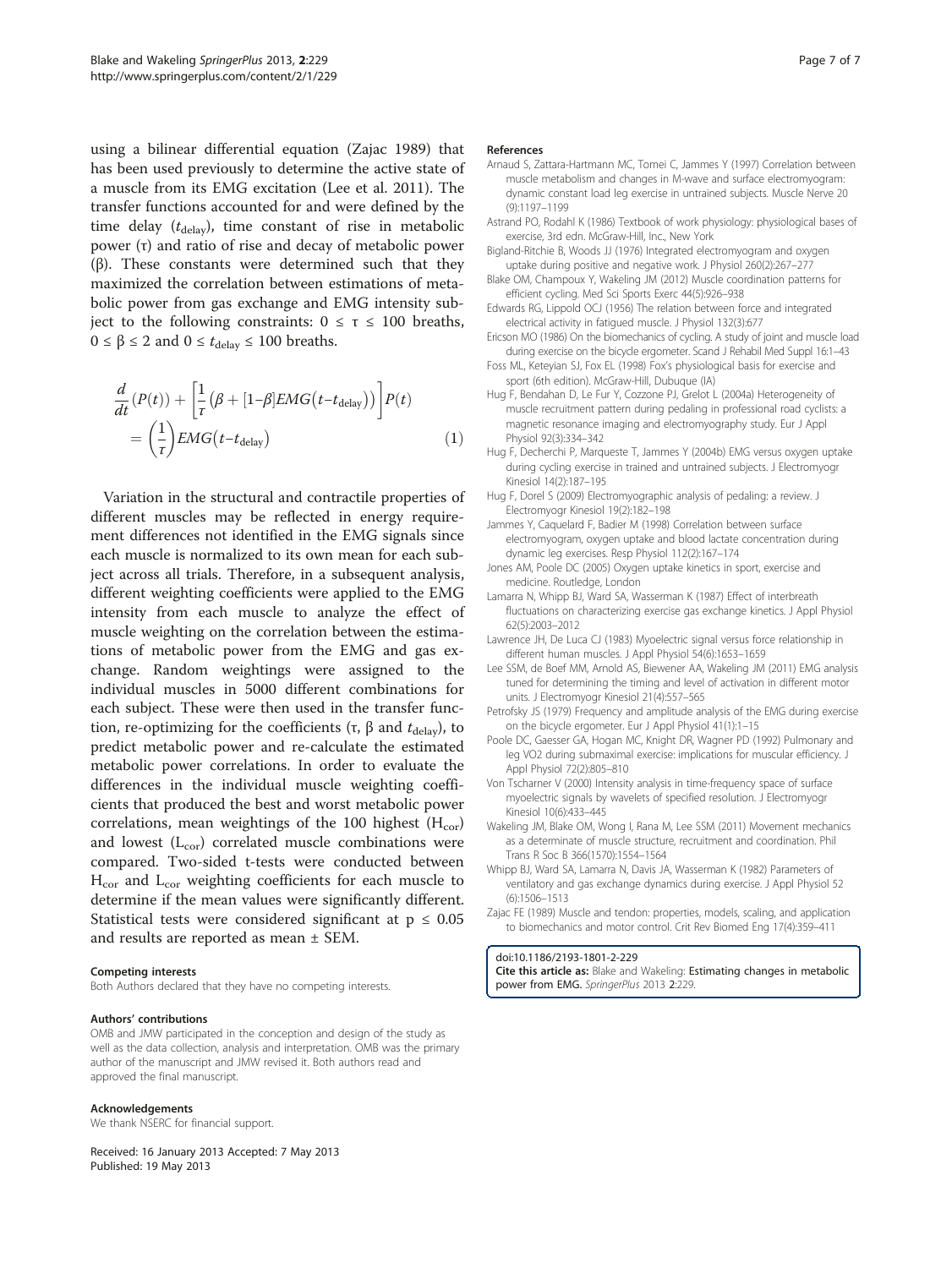using a bilinear differential equation (Zajac 1989) that has been used previously to determine the active state of a muscle from its EMG excitation (Lee et al. 2011). The transfer functions accounted for and were defined by the time delay ($t_{\text{delay}}$), time constant of rise in metabolic power (τ) and ratio of rise and decay of metabolic power (β). These constants were determined such that they maximized the correlation between estimations of metabolic power from gas exchange and EMG intensity subject to the following constraints: $0 \leq \tau \leq 100$ breaths, $0 \leq \beta \leq 2$ and $0 \leq t_{\text{delay}} \leq 100$ breaths.

$$\frac{d}{dt}(P(t)) + \left[\frac{1}{\tau}\left(\beta + [1-\beta]EMG\left(t-t_{\text{delay}}\right)\right)\right]P(t) = \left(\frac{1}{\tau}\right)EMG\left(t-t_{\text{delay}}\right) \quad (1)$$

Variation in the structural and contractile properties of different muscles may be reflected in energy requirement differences not identified in the EMG signals since each muscle is normalized to its own mean for each subject across all trials. Therefore, in a subsequent analysis, different weighting coefficients were applied to the EMG intensity from each muscle to analyze the effect of muscle weighting on the correlation between the estimations of metabolic power from the EMG and gas exchange. Random weightings were assigned to the individual muscles in 5000 different combinations for each subject. These were then used in the transfer function, re-optimizing for the coefficients (τ, β and $t_{\text{delay}}$), to predict metabolic power and re-calculate the estimated metabolic power correlations. In order to evaluate the differences in the individual muscle weighting coefficients that produced the best and worst metabolic power correlations, mean weightings of the 100 highest ($H_{\text{cor}}$) and lowest ($L_{\text{cor}}$) correlated muscle combinations were compared. Two-sided t-tests were conducted between $H_{\text{cor}}$ and $L_{\text{cor}}$ weighting coefficients for each muscle to determine if the mean values were significantly different. Statistical tests were considered significant at $p \leq 0.05$ and results are reported as mean ± SEM.

#### Competing interests

Both Authors declared that they have no competing interests.

#### Authors' contributions

OMB and JMW participated in the conception and design of the study as well as the data collection, analysis and interpretation. OMB was the primary author of the manuscript and JMW revised it. Both authors read and approved the final manuscript.

#### Acknowledgements

We thank NSERC for financial support.

Received: 16 January 2013 Accepted: 7 May 2013
Published: 19 May 2013

#### References

- Arnaud S, Zattara-Hartmann MC, Tomei C, Jammes Y (1997) Correlation between muscle metabolism and changes in M-wave and surface electromyogram: dynamic constant load leg exercise in untrained subjects. Muscle Nerve 20(9):1197–1199
- Astrand PO, Rodahl K (1986) Textbook of work physiology: physiological bases of exercise, 3rd edn. McGraw-Hill, Inc., New York
- Bigland-Ritchie B, Woods JJ (1976) Integrated electromyogram and oxygen uptake during positive and negative work. J Physiol 260(2):267–277
- Blake OM, Champoux Y, Wakeling JM (2012) Muscle coordination patterns for efficient cycling. Med Sci Sports Exerc 44(5):926–938
- Edwards RG, Lippold OCJ (1956) The relation between force and integrated electrical activity in fatigued muscle. J Physiol 132(3):677
- Ericson MO (1986) On the biomechanics of cycling. A study of joint and muscle load during exercise on the bicycle ergometer. Scand J Rehabil Med Suppl 16:1–43
- Foss ML, Keteyian SJ, Fox EL (1998) Fox's physiological basis for exercise and sport (6th edition). McGraw-Hill, Dubuque (IA)
- Hug F, Bendahan D, Le Fur Y, Cozzone PJ, Grelot L (2004a) Heterogeneity of muscle recruitment pattern during pedaling in professional road cyclists: a magnetic resonance imaging and electromyography study. Eur J Appl Physiol 92(3):334–342
- Hug F, Decherchi P, Marqueste T, Jammes Y (2004b) EMG versus oxygen uptake during cycling exercise in trained and untrained subjects. J Electromyogr Kinesiol 14(2):187–195
- Hug F, Dorel S (2009) Electromyographic analysis of pedaling: a review. J Electromyogr Kinesiol 19(2):182–198
- Jammes Y, Caquelard F, Badier M (1998) Correlation between surface electromyogram, oxygen uptake and blood lactate concentration during dynamic leg exercises. Resp Physiol 112(2):167–174
- Jones AM, Poole DC (2005) Oxygen uptake kinetics in sport, exercise and medicine. Routledge, London
- Lamarra N, Whipp BJ, Ward SA, Wasserman K (1987) Effect of interbreath fluctuations on characterizing exercise gas exchange kinetics. J Appl Physiol 62(5):2003–2012
- Lawrence JH, De Luca CJ (1983) Myoelectric signal versus force relationship in different human muscles. J Appl Physiol 54(6):1653–1659
- Lee SSM, de Boef MM, Arnold AS, Biewener AA, Wakeling JM (2011) EMG analysis tuned for determining the timing and level of activation in different motor units. J Electromyogr Kinesiol 21(4):557–565
- Petrofsky JS (1979) Frequency and amplitude analysis of the EMG during exercise on the bicycle ergometer. Eur J Appl Physiol 41(1):1–15
- Poole DC, Gaesser GA, Hogan MC, Knight DR, Wagner PD (1992) Pulmonary and leg VO2 during submaximal exercise: implications for muscular efficiency. J Appl Physiol 72(2):805–810
- Von Tscharner V (2000) Intensity analysis in time-frequency space of surface myoelectric signals by wavelets of specified resolution. J Electromyogr Kinesiol 10(6):433–445
- Wakeling JM, Blake OM, Wong I, Rana M, Lee SSM (2011) Movement mechanics as a determinate of muscle structure, recruitment and coordination. Phil Trans R Soc B 366(1570):1554–1564
- Whipp BJ, Ward SA, Lamarra N, Davis JA, Wasserman K (1982) Parameters of ventilatory and gas exchange dynamics during exercise. J Appl Physiol 52(6):1506–1513
- Zajac FE (1989) Muscle and tendon: properties, models, scaling, and application to biomechanics and motor control. Crit Rev Biomed Eng 17(4):359–411

doi:10.1186/2193-1801-2-229
**Cite this article as:** Blake and Wakeling: Estimating changes in metabolic power from EMG. *SpringerPlus* 2013 **2**:229.